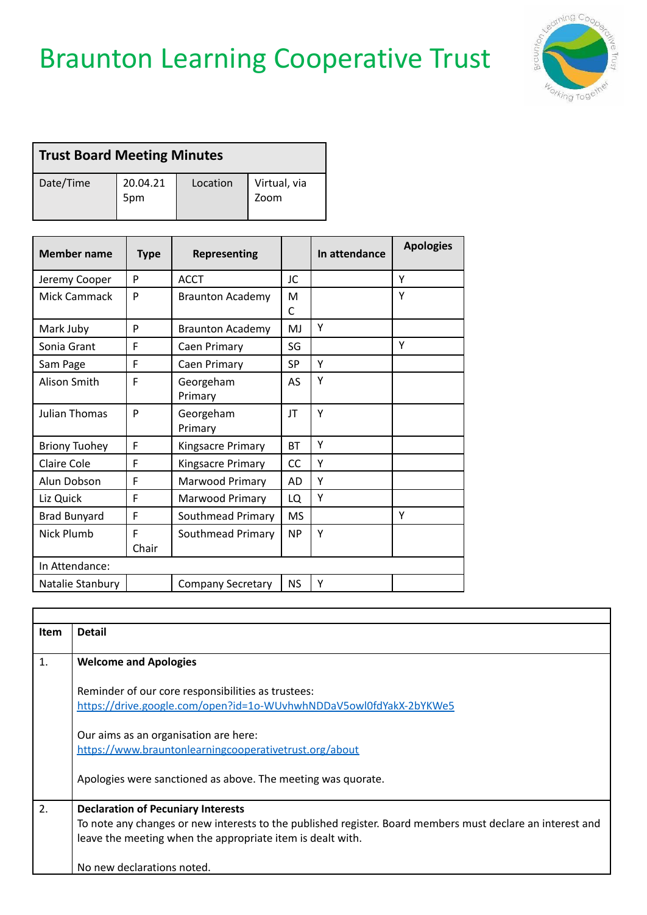# Braunton Learning Cooperative Trust

| Trust Board Meeting Minutes | | | |
|---|---|---|---|
| Date/Time | 20.04.21 5pm | Location | Virtual, via Zoom |

| Member name | Type | Representing | | In attendance | Apologies |
|---|---|---|---|---|---|
| Jeremy Cooper | P | ACCT | JC | | Y |
| Mick Cammack | P | Braunton Academy | MC | | Y |
| Mark Juby | P | Braunton Academy | MJ | Y | |
| Sonia Grant | F | Caen Primary | SG | | Y |
| Sam Page | F | Caen Primary | SP | Y | |
| Alison Smith | F | Georgeham Primary | AS | Y | |
| Julian Thomas | P | Georgeham Primary | JT | Y | |
| Briony Tuohey | F | Kingsacre Primary | BT | Y | |
| Claire Cole | F | Kingsacre Primary | CC | Y | |
| Alun Dobson | F | Marwood Primary | AD | Y | |
| Liz Quick | F | Marwood Primary | LQ | Y | |
| Brad Bunyard | F | Southmead Primary | MS | | Y |
| Nick Plumb | F Chair | Southmead Primary | NP | Y | |
| In Attendance: | | | | | |
| Natalie Stanbury | | Company Secretary | NS | Y | |

| Item | Detail |
|---|---|
| 1. | **Welcome and Apologies**<br><br>Reminder of our core responsibilities as trustees:<br>https://drive.google.com/open?id=1o-WUvhwhNDDaV5owl0fdYakX-2bYKWe5<br><br>Our aims as an organisation are here:<br>https://www.brauntonlearningcooperativetrust.org/about<br><br>Apologies were sanctioned as above. The meeting was quorate. |
| 2. | **Declaration of Pecuniary Interests**<br>To note any changes or new interests to the published register. Board members must declare an interest and leave the meeting when the appropriate item is dealt with.<br><br>No new declarations noted. |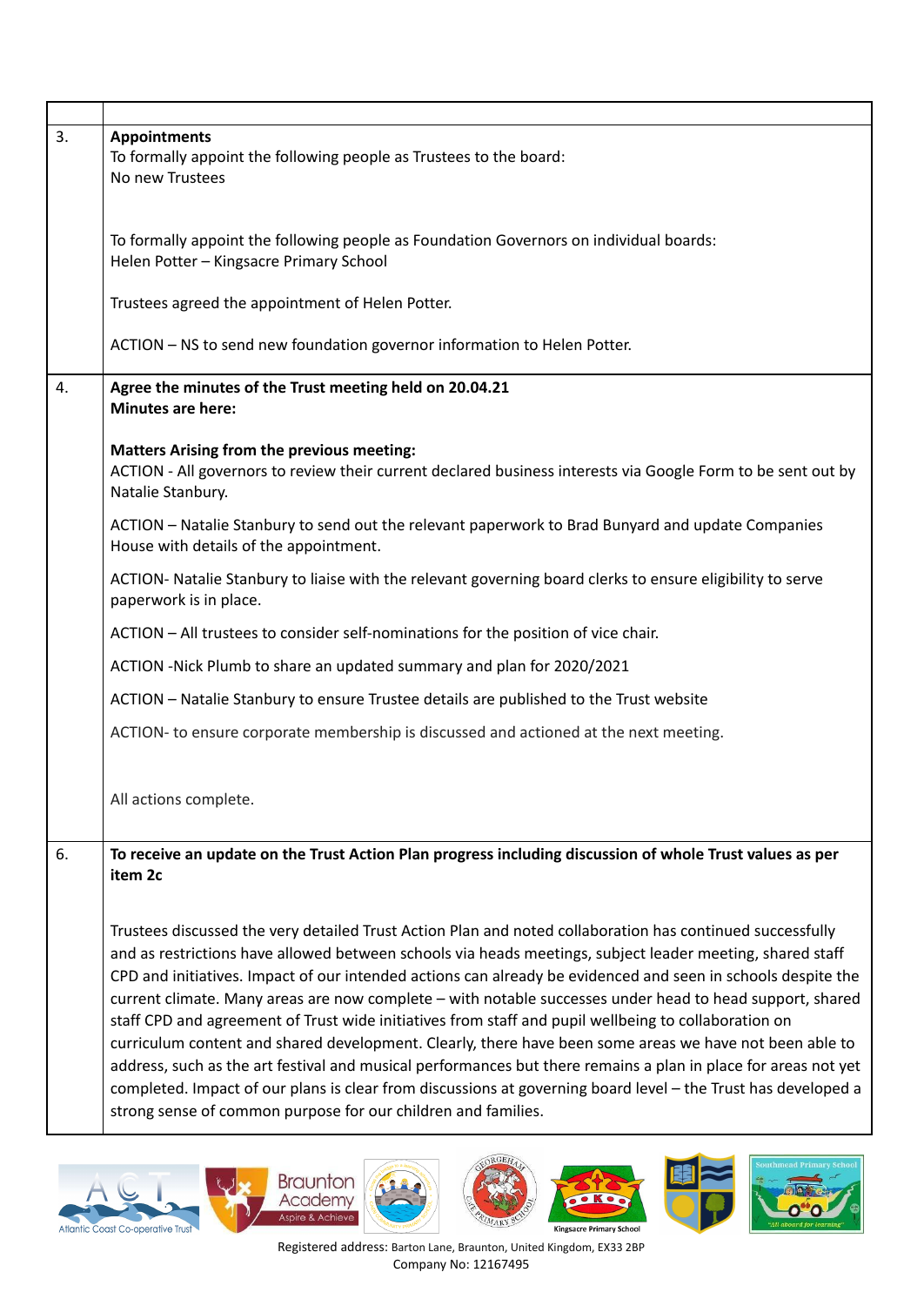| | |
|---|---|
| 3. | **Appointments**<br>To formally appoint the following people as Trustees to the board:<br>No new Trustees<br><br>To formally appoint the following people as Foundation Governors on individual boards:<br>Helen Potter – Kingsacre Primary School<br><br>Trustees agreed the appointment of Helen Potter.<br><br>ACTION – NS to send new foundation governor information to Helen Potter. |
| 4. | **Agree the minutes of the Trust meeting held on 20.04.21**<br>**Minutes are here:**<br><br>**Matters Arising from the previous meeting:**<br>ACTION - All governors to review their current declared business interests via Google Form to be sent out by Natalie Stanbury.<br><br>ACTION – Natalie Stanbury to send out the relevant paperwork to Brad Bunyard and update Companies House with details of the appointment.<br><br>ACTION- Natalie Stanbury to liaise with the relevant governing board clerks to ensure eligibility to serve paperwork is in place.<br><br>ACTION – All trustees to consider self-nominations for the position of vice chair.<br><br>ACTION -Nick Plumb to share an updated summary and plan for 2020/2021<br><br>ACTION – Natalie Stanbury to ensure Trustee details are published to the Trust website<br><br>ACTION- to ensure corporate membership is discussed and actioned at the next meeting.<br><br>All actions complete. |
| 6. | **To receive an update on the Trust Action Plan progress including discussion of whole Trust values as per item 2c**<br><br>Trustees discussed the very detailed Trust Action Plan and noted collaboration has continued successfully and as restrictions have allowed between schools via heads meetings, subject leader meeting, shared staff CPD and initiatives. Impact of our intended actions can already be evidenced and seen in schools despite the current climate. Many areas are now complete – with notable successes under head to head support, shared staff CPD and agreement of Trust wide initiatives from staff and pupil wellbeing to collaboration on curriculum content and shared development. Clearly, there have been some areas we have not been able to address, such as the art festival and musical performances but there remains a plan in place for areas not yet completed. Impact of our plans is clear from discussions at governing board level – the Trust has developed a strong sense of common purpose for our children and families. |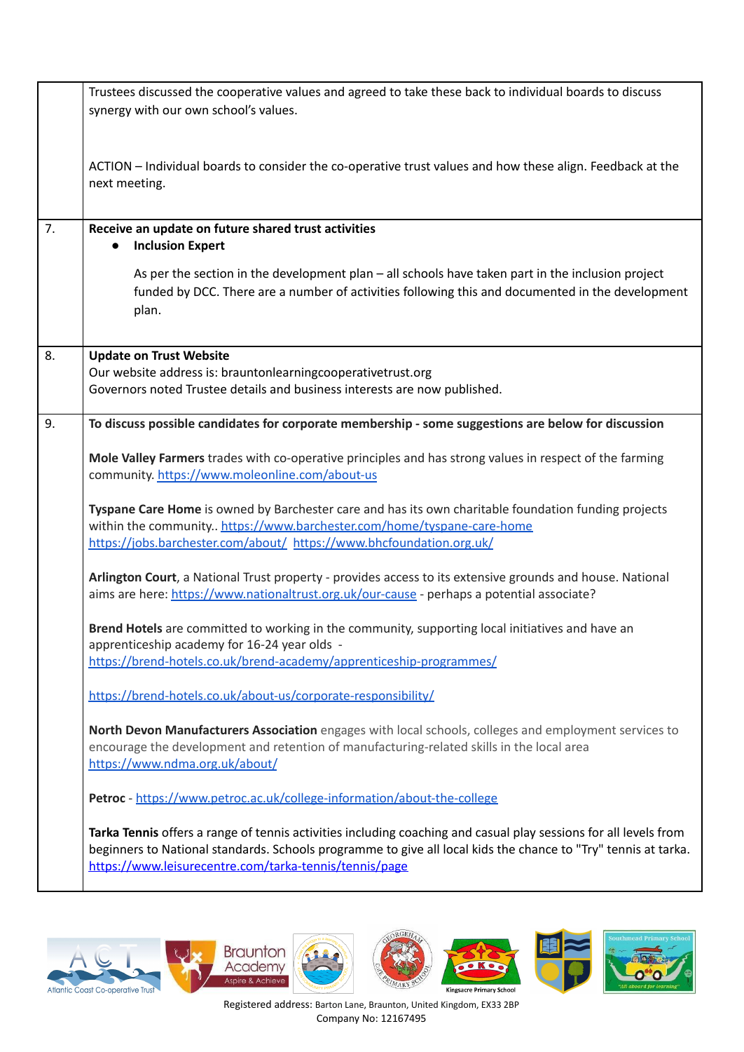| | |
|---|---|
| | Trustees discussed the cooperative values and agreed to take these back to individual boards to discuss synergy with our own school's values.<br><br>ACTION – Individual boards to consider the co-operative trust values and how these align. Feedback at the next meeting. |
| 7. | **Receive an update on future shared trust activities**<br>• **Inclusion Expert**<br>As per the section in the development plan – all schools have taken part in the inclusion project funded by DCC. There are a number of activities following this and documented in the development plan. |
| 8. | **Update on Trust Website**<br>Our website address is: brauntonlearningcooperativetrust.org<br>Governors noted Trustee details and business interests are now published. |
| 9. | **To discuss possible candidates for corporate membership - some suggestions are below for discussion**<br><br>**Mole Valley Farmers** trades with co-operative principles and has strong values in respect of the farming community. https://www.moleonline.com/about-us<br><br>**Tyspane Care Home** is owned by Barchester care and has its own charitable foundation funding projects within the community.. https://www.barchester.com/home/tyspane-care-home https://jobs.barchester.com/about/ https://www.bhcfoundation.org.uk/<br><br>**Arlington Court**, a National Trust property - provides access to its extensive grounds and house. National aims are here: https://www.nationaltrust.org.uk/our-cause - perhaps a potential associate?<br><br>**Brend Hotels** are committed to working in the community, supporting local initiatives and have an apprenticeship academy for 16-24 year olds - https://brend-hotels.co.uk/brend-academy/apprenticeship-programmes/<br><br>https://brend-hotels.co.uk/about-us/corporate-responsibility/<br><br>**North Devon Manufacturers Association** engages with local schools, colleges and employment services to encourage the development and retention of manufacturing-related skills in the local area https://www.ndma.org.uk/about/<br><br>**Petroc** - https://www.petroc.ac.uk/college-information/about-the-college<br><br>**Tarka Tennis** offers a range of tennis activities including coaching and casual play sessions for all levels from beginners to National standards. Schools programme to give all local kids the chance to "Try" tennis at tarka. https://www.leisurecentre.com/tarka-tennis/tennis/page |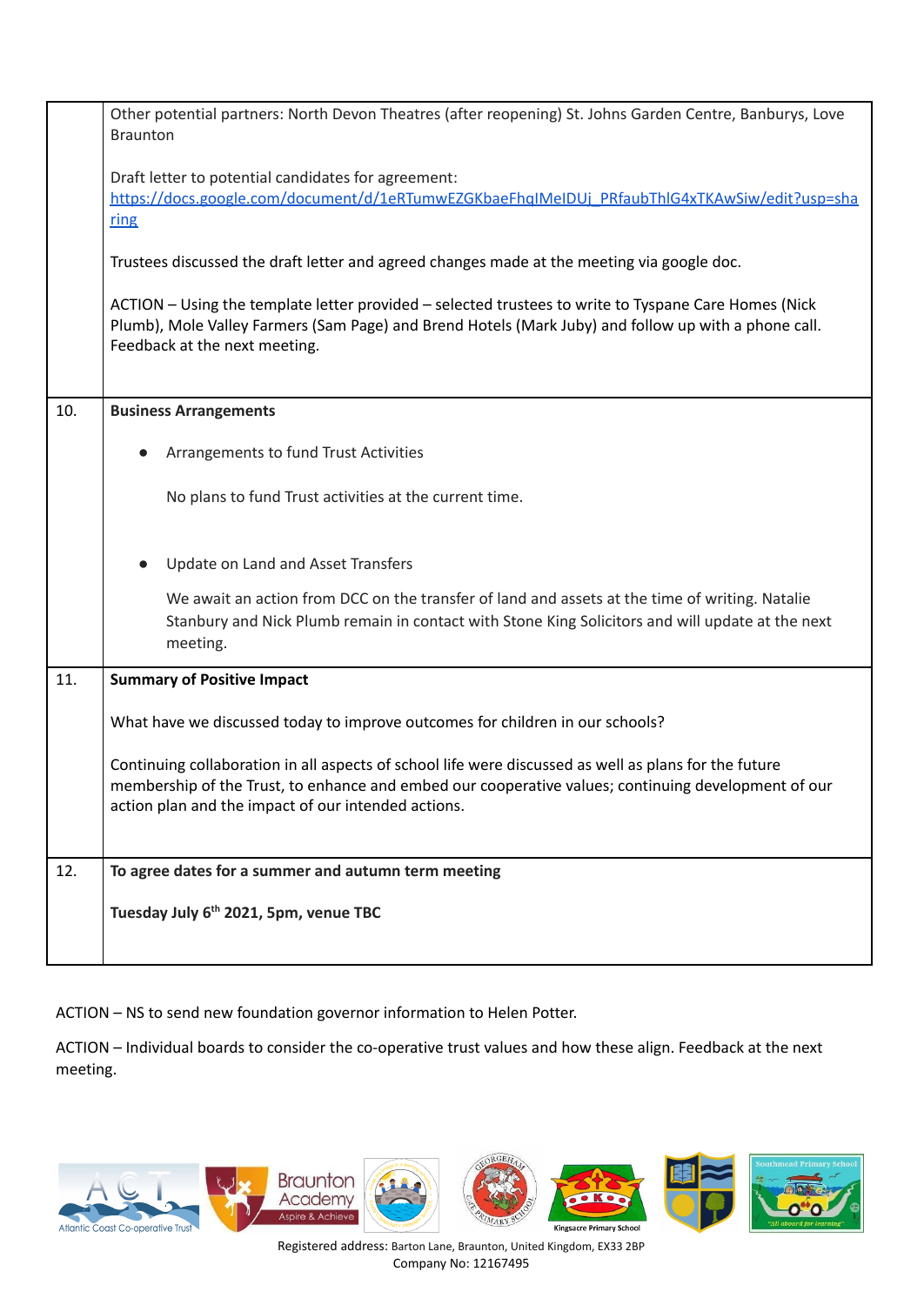| | |
|---|---|
| | Other potential partners: North Devon Theatres (after reopening) St. Johns Garden Centre, Banburys, Love Braunton<br><br>Draft letter to potential candidates for agreement: [https://docs.google.com/document/d/1eRTumwEZGKbaeFhqIMeIDUj_PRfaubThlG4xTKAwSiw/edit?usp=sharing](https://docs.google.com/document/d/1eRTumwEZGKbaeFhqIMeIDUj_PRfaubThlG4xTKAwSiw/edit?usp=sharing)<br><br>Trustees discussed the draft letter and agreed changes made at the meeting via google doc.<br><br>ACTION – Using the template letter provided – selected trustees to write to Tyspane Care Homes (Nick Plumb), Mole Valley Farmers (Sam Page) and Brend Hotels (Mark Juby) and follow up with a phone call. Feedback at the next meeting. |
| 10. | **Business Arrangements**<br><br>• Arrangements to fund Trust Activities<br><br>No plans to fund Trust activities at the current time.<br><br>• Update on Land and Asset Transfers<br><br>We await an action from DCC on the transfer of land and assets at the time of writing. Natalie Stanbury and Nick Plumb remain in contact with Stone King Solicitors and will update at the next meeting. |
| 11. | **Summary of Positive Impact**<br><br>What have we discussed today to improve outcomes for children in our schools?<br><br>Continuing collaboration in all aspects of school life were discussed as well as plans for the future membership of the Trust, to enhance and embed our cooperative values; continuing development of our action plan and the impact of our intended actions. |
| 12. | **To agree dates for a summer and autumn term meeting**<br><br>**Tuesday July 6th 2021, 5pm, venue TBC** |

ACTION – NS to send new foundation governor information to Helen Potter.

ACTION – Individual boards to consider the co-operative trust values and how these align. Feedback at the next meeting.

Registered address: Barton Lane, Braunton, United Kingdom, EX33 2BP
Company No: 12167495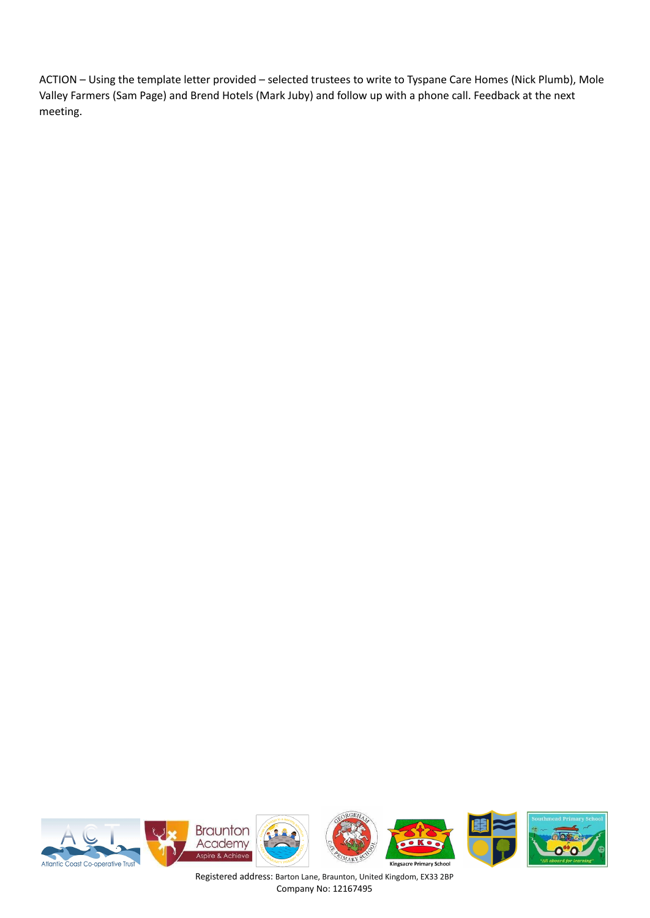ACTION – Using the template letter provided – selected trustees to write to Tyspane Care Homes (Nick Plumb), Mole Valley Farmers (Sam Page) and Brend Hotels (Mark Juby) and follow up with a phone call. Feedback at the next meeting.